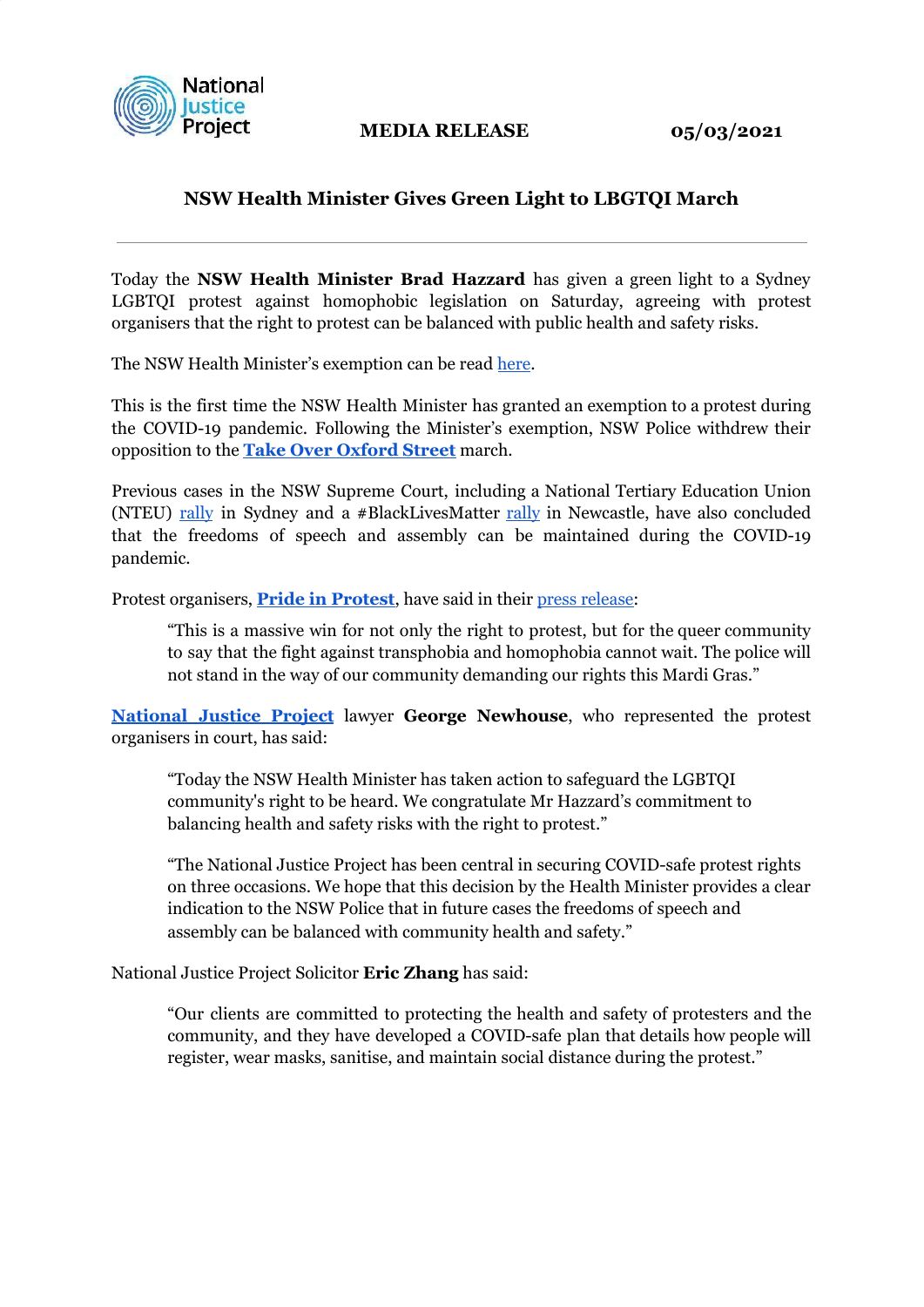National Justice Project

**MEDIA RELEASE** **05/03/2021**

## NSW Health Minister Gives Green Light to LBGTQI March

---

Today the **NSW Health Minister Brad Hazzard** has given a green light to a Sydney LGBTQI protest against homophobic legislation on Saturday, agreeing with protest organisers that the right to protest can be balanced with public health and safety risks.

The NSW Health Minister's exemption can be read here.

This is the first time the NSW Health Minister has granted an exemption to a protest during the COVID-19 pandemic. Following the Minister's exemption, NSW Police withdrew their opposition to the **Take Over Oxford Street** march.

Previous cases in the NSW Supreme Court, including a National Tertiary Education Union (NTEU) rally in Sydney and a #BlackLivesMatter rally in Newcastle, have also concluded that the freedoms of speech and assembly can be maintained during the COVID-19 pandemic.

Protest organisers, **Pride in Protest**, have said in their press release:

> "This is a massive win for not only the right to protest, but for the queer community to say that the fight against transphobia and homophobia cannot wait. The police will not stand in the way of our community demanding our rights this Mardi Gras."

**National Justice Project** lawyer **George Newhouse**, who represented the protest organisers in court, has said:

> "Today the NSW Health Minister has taken action to safeguard the LGBTQI community's right to be heard. We congratulate Mr Hazzard's commitment to balancing health and safety risks with the right to protest."
>
> "The National Justice Project has been central in securing COVID-safe protest rights on three occasions. We hope that this decision by the Health Minister provides a clear indication to the NSW Police that in future cases the freedoms of speech and assembly can be balanced with community health and safety."

National Justice Project Solicitor **Eric Zhang** has said:

> "Our clients are committed to protecting the health and safety of protesters and the community, and they have developed a COVID-safe plan that details how people will register, wear masks, sanitise, and maintain social distance during the protest."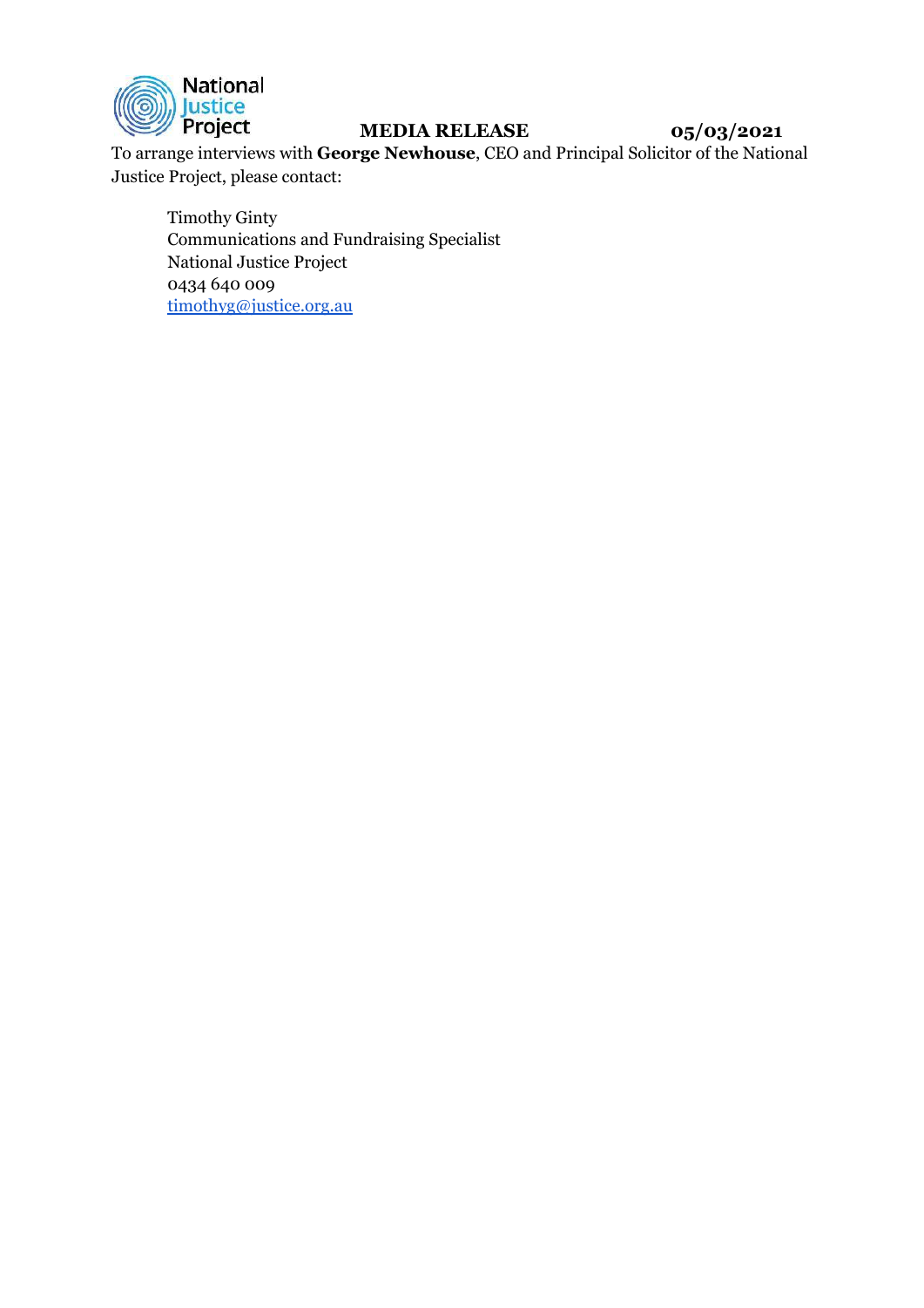National Justice Project

**MEDIA RELEASE** **05/03/2021**

To arrange interviews with **George Newhouse**, CEO and Principal Solicitor of the National Justice Project, please contact:

> Timothy Ginty
> Communications and Fundraising Specialist
> National Justice Project
> 0434 640 009
> [timothyg@justice.org.au](mailto:timothyg@justice.org.au)